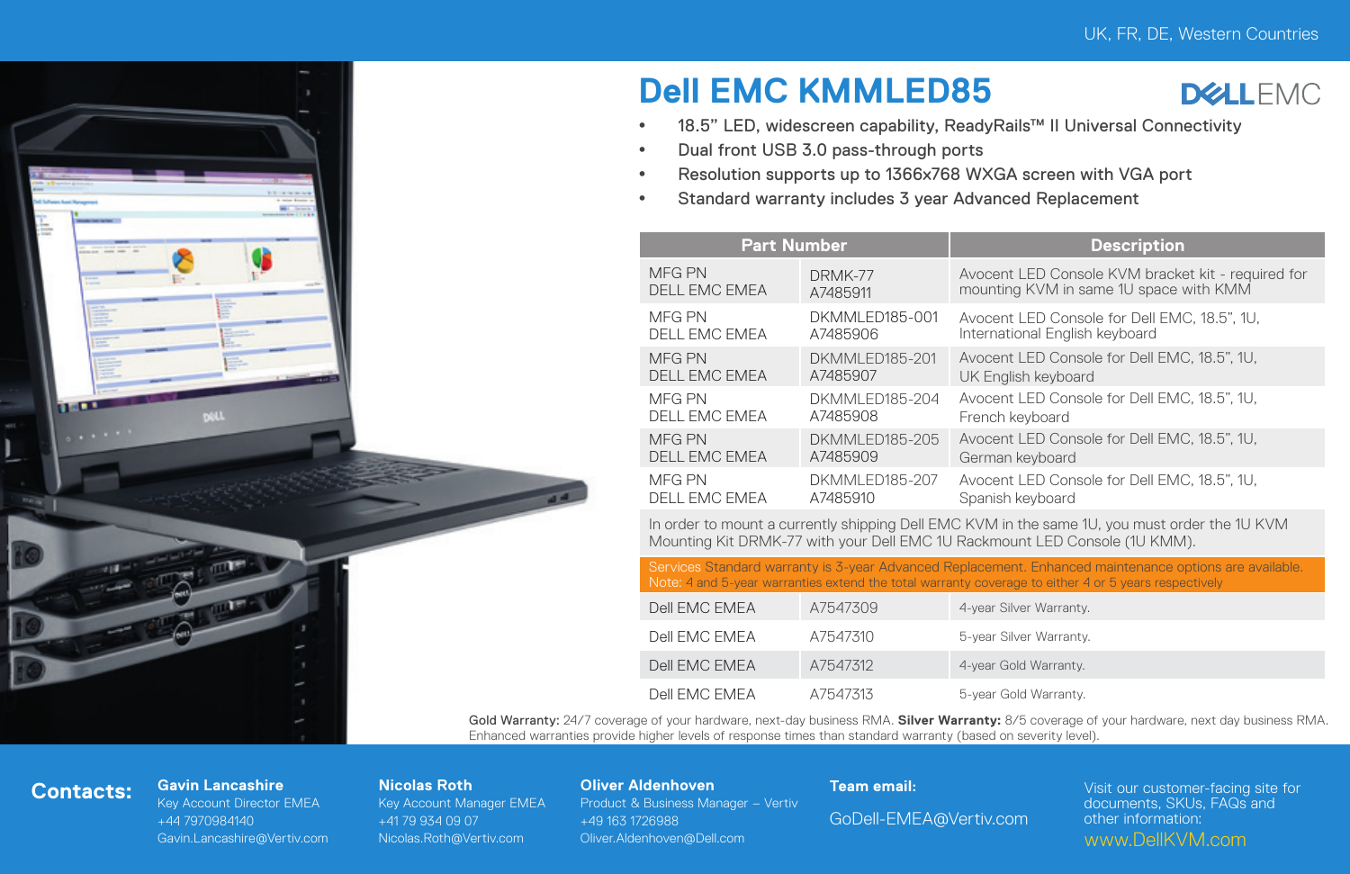UK, FR, DE, Western Countries

# Dell EMC KMMLED85

DELL EMC

- 18.5" LED, widescreen capability, ReadyRails™ II Universal Connectivity
- Dual front USB 3.0 pass-through ports
- Resolution supports up to 1366x768 WXGA screen with VGA port
- Standard warranty includes 3 year Advanced Replacement

| Part Number | | Description |
|---|---|---|
| MFG PN<br>DELL EMC EMEA | DRMK-77<br>A7485911 | Avocent LED Console KVM bracket kit - required for mounting KVM in same 1U space with KMM |
| MFG PN<br>DELL EMC EMEA | DKMMLED185-001<br>A7485906 | Avocent LED Console for Dell EMC, 18.5", 1U, International English keyboard |
| MFG PN<br>DELL EMC EMEA | DKMMLED185-201<br>A7485907 | Avocent LED Console for Dell EMC, 18.5", 1U, UK English keyboard |
| MFG PN<br>DELL EMC EMEA | DKMMLED185-204<br>A7485908 | Avocent LED Console for Dell EMC, 18.5", 1U, French keyboard |
| MFG PN<br>DELL EMC EMEA | DKMMLED185-205<br>A7485909 | Avocent LED Console for Dell EMC, 18.5", 1U, German keyboard |
| MFG PN<br>DELL EMC EMEA | DKMMLED185-207<br>A7485910 | Avocent LED Console for Dell EMC, 18.5", 1U, Spanish keyboard |
| In order to mount a currently shipping Dell EMC KVM in the same 1U, you must order the 1U KVM Mounting Kit DRMK-77 with your Dell EMC 1U Rackmount LED Console (1U KMM). | | |
| Services Standard warranty is 3-year Advanced Replacement. Enhanced maintenance options are available.<br>Note: 4 and 5-year warranties extend the total warranty coverage to either 4 or 5 years respectively | | |
| Dell EMC EMEA | A7547309 | 4-year Silver Warranty. |
| Dell EMC EMEA | A7547310 | 5-year Silver Warranty. |
| Dell EMC EMEA | A7547312 | 4-year Gold Warranty. |
| Dell EMC EMEA | A7547313 | 5-year Gold Warranty. |

**Gold Warranty:** 24/7 coverage of your hardware, next-day business RMA. **Silver Warranty:** 8/5 coverage of your hardware, next day business RMA. Enhanced warranties provide higher levels of response times than standard warranty (based on severity level).

## Contacts:

**Gavin Lancashire**
Key Account Director EMEA
+44 7970984140
Gavin.Lancashire@Vertiv.com

**Nicolas Roth**
Key Account Manager EMEA
+41 79 934 09 07
Nicolas.Roth@Vertiv.com

**Oliver Aldenhoven**
Product & Business Manager – Vertiv
+49 163 1726988
Oliver.Aldenhoven@Dell.com

**Team email:**
GoDell-EMEA@Vertiv.com

Visit our customer-facing site for documents, SKUs, FAQs and other information:
www.DellKVM.com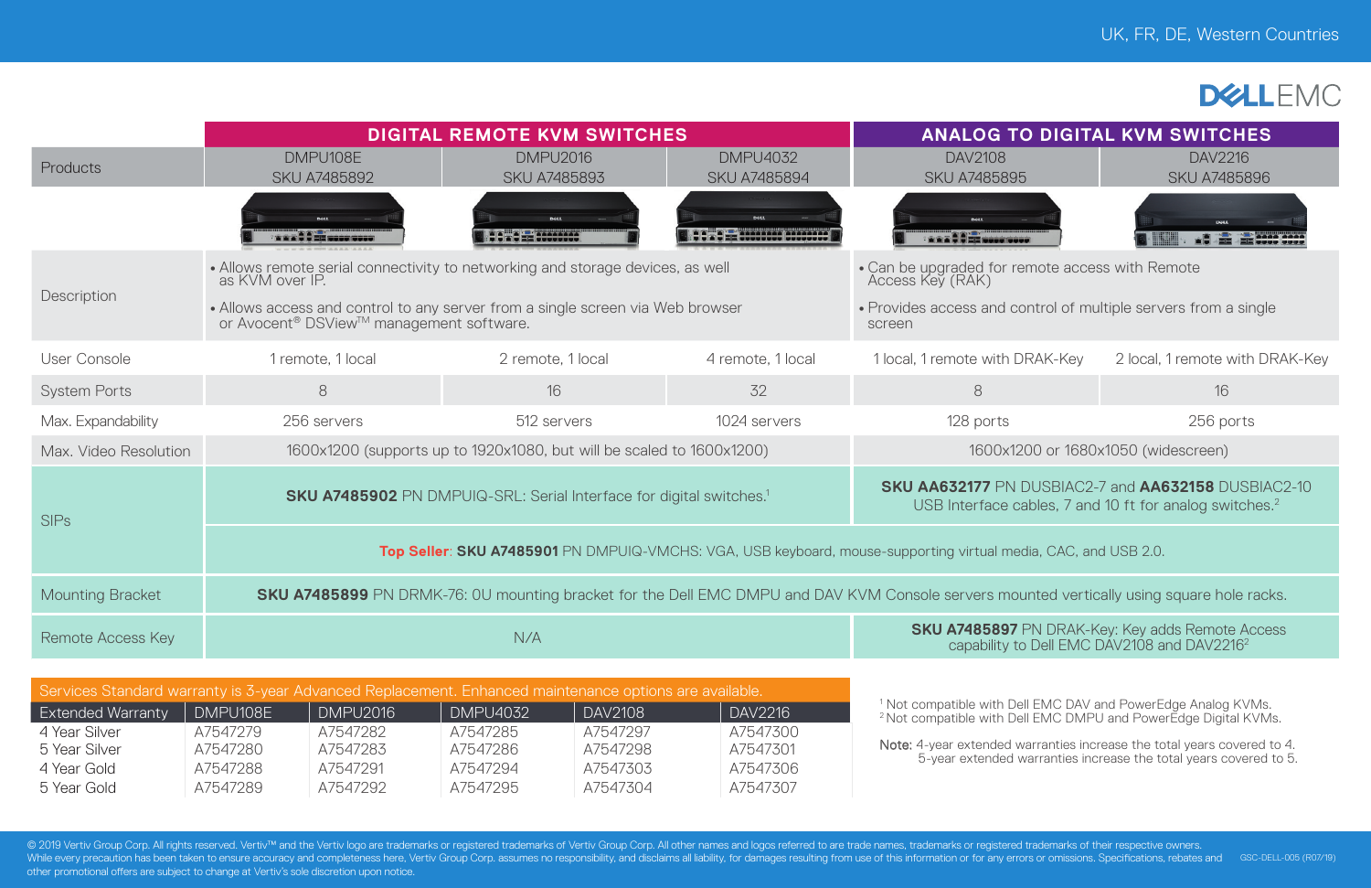UK, FR, DE, Western Countries

| Products | DIGITAL REMOTE KVM SWITCHES | | | ANALOG TO DIGITAL KVM SWITCHES | |
|---|---|---|---|---|---|
| | DMPU108E SKU A7485892 | DMPU2016 SKU A7485893 | DMPU4032 SKU A7485894 | DAV2108 SKU A7485895 | DAV2216 SKU A7485896 |
| Description | • Allows remote serial connectivity to networking and storage devices, as well as KVM over IP. • Allows access and control to any server from a single screen via Web browser or Avocent® DSView™ management software. | | | • Can be upgraded for remote access with Remote Access Key (RAK) • Provides access and control of multiple servers from a single screen | |
| User Console | 1 remote, 1 local | 2 remote, 1 local | 4 remote, 1 local | 1 local, 1 remote with DRAK-Key | 2 local, 1 remote with DRAK-Key |
| System Ports | 8 | 16 | 32 | 8 | 16 |
| Max. Expandability | 256 servers | 512 servers | 1024 servers | 128 ports | 256 ports |
| Max. Video Resolution | 1600x1200 (supports up to 1920x1080, but will be scaled to 1600x1200) | | | 1600x1200 or 1680x1050 (widescreen) | |
| SIPs | **SKU A7485902** PN DMPUIQ-SRL: Serial Interface for digital switches.[1] | | | **SKU AA632177** PN DUSBIAC2-7 and **AA632158** DUSBIAC2-10 USB Interface cables, 7 and 10 ft for analog switches.[2] | |
| | **Top Seller**: **SKU A7485901** PN DMPUIQ-VMCHS: VGA, USB keyboard, mouse-supporting virtual media, CAC, and USB 2.0. | | | | |
| Mounting Bracket | **SKU A7485899** PN DRMK-76: 0U mounting bracket for the Dell EMC DMPU and DAV KVM Console servers mounted vertically using square hole racks. | | | | |
| Remote Access Key | N/A | | | **SKU A7485897** PN DRAK-Key: Key adds Remote Access capability to Dell EMC DAV2108 and DAV2216[2] | |

Services Standard warranty is 3-year Advanced Replacement. Enhanced maintenance options are available.

| Extended Warranty | DMPU108E | DMPU2016 | DMPU4032 | DAV2108 | DAV2216 |
|---|---|---|---|---|---|
| 4 Year Silver | A7547279 | A7547282 | A7547285 | A7547297 | A7547300 |
| 5 Year Silver | A7547280 | A7547283 | A7547286 | A7547298 | A7547301 |
| 4 Year Gold | A7547288 | A7547291 | A7547294 | A7547303 | A7547306 |
| 5 Year Gold | A7547289 | A7547292 | A7547295 | A7547304 | A7547307 |

[1] Not compatible with Dell EMC DAV and PowerEdge Analog KVMs.
[2] Not compatible with Dell EMC DMPU and PowerEdge Digital KVMs.

**Note:** 4-year extended warranties increase the total years covered to 4. 5-year extended warranties increase the total years covered to 5.

© 2019 Vertiv Group Corp. All rights reserved. Vertiv™ and the Vertiv logo are trademarks or registered trademarks of Vertiv Group Corp. All other names and logos referred to are trade names, trademarks or registered trademarks of their respective owners. While every precaution has been taken to ensure accuracy and completeness here, Vertiv Group Corp. assumes no responsibility, and disclaims all liability, for damages resulting from use of this information or for any errors or omissions. Specifications, rebates and other promotional offers are subject to change at Vertiv's sole discretion upon notice.

GSC-DELL-005 (R07/19)